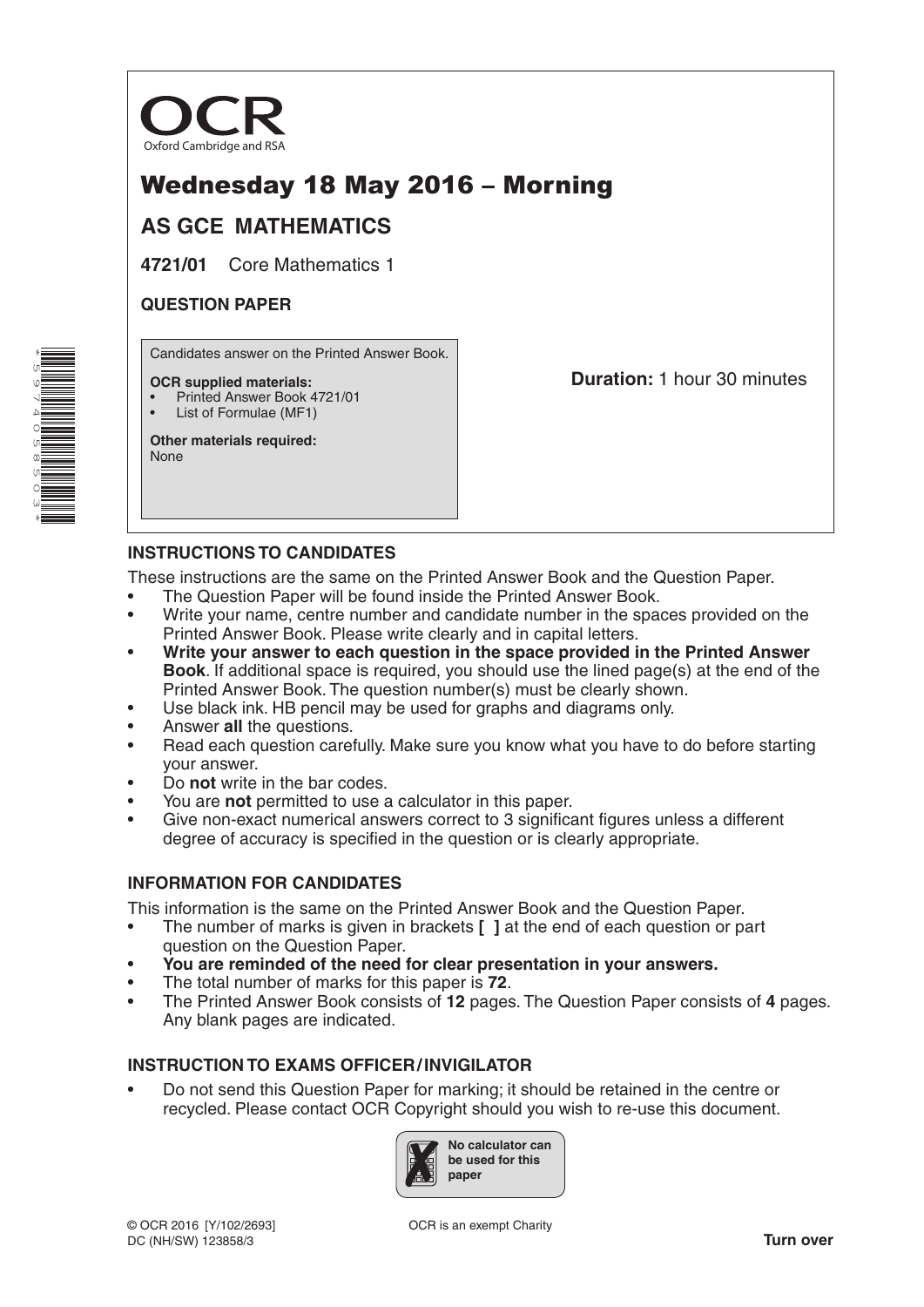OCR
Oxford Cambridge and RSA

# Wednesday 18 May 2016 – Morning

## AS GCE MATHEMATICS

**4721/01** Core Mathematics 1

**QUESTION PAPER**

Candidates answer on the Printed Answer Book.

**OCR supplied materials:**
- Printed Answer Book 4721/01
- List of Formulae (MF1)

**Other materials required:**
None

**Duration:** 1 hour 30 minutes

### INSTRUCTIONS TO CANDIDATES

These instructions are the same on the Printed Answer Book and the Question Paper.

- The Question Paper will be found inside the Printed Answer Book.
- Write your name, centre number and candidate number in the spaces provided on the Printed Answer Book. Please write clearly and in capital letters.
- **Write your answer to each question in the space provided in the Printed Answer Book**. If additional space is required, you should use the lined page(s) at the end of the Printed Answer Book. The question number(s) must be clearly shown.
- Use black ink. HB pencil may be used for graphs and diagrams only.
- Answer **all** the questions.
- Read each question carefully. Make sure you know what you have to do before starting your answer.
- Do **not** write in the bar codes.
- You are **not** permitted to use a calculator in this paper.
- Give non-exact numerical answers correct to 3 significant figures unless a different degree of accuracy is specified in the question or is clearly appropriate.

### INFORMATION FOR CANDIDATES

This information is the same on the Printed Answer Book and the Question Paper.

- The number of marks is given in brackets **[ ]** at the end of each question or part question on the Question Paper.
- **You are reminded of the need for clear presentation in your answers.**
- The total number of marks for this paper is **72**.
- The Printed Answer Book consists of **12** pages. The Question Paper consists of **4** pages. Any blank pages are indicated.

### INSTRUCTION TO EXAMS OFFICER/INVIGILATOR

- Do not send this Question Paper for marking; it should be retained in the centre or recycled. Please contact OCR Copyright should you wish to re-use this document.

No calculator can be used for this paper

© OCR 2016 [Y/102/2693]
DC (NH/SW) 123858/3

OCR is an exempt Charity

**Turn over**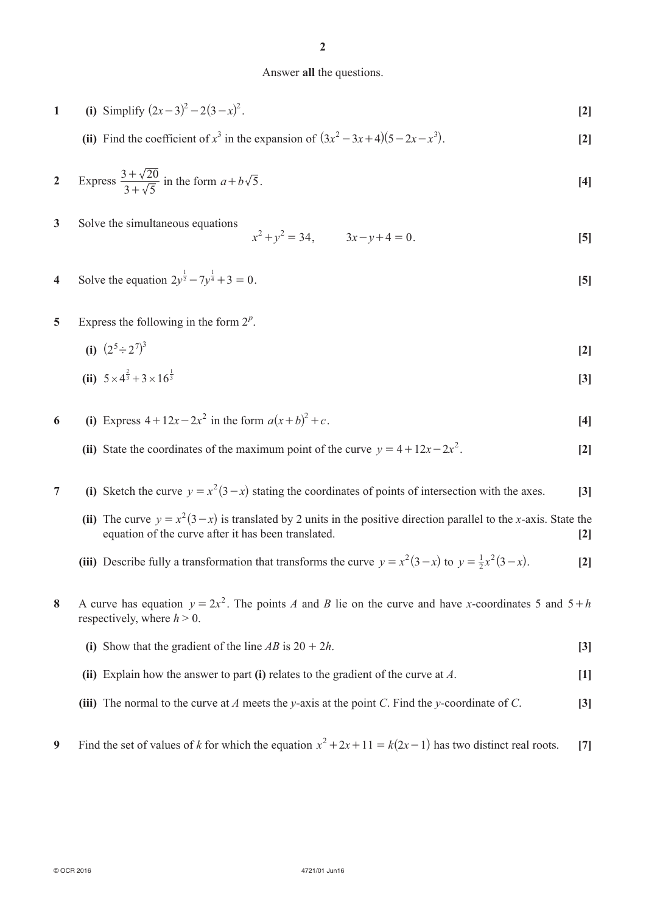Answer **all** the questions.

**1** **(i)** Simplify $(2x-3)^2 - 2(3-x)^2$. **[2]**

**(ii)** Find the coefficient of $x^3$ in the expansion of $(3x^2 - 3x + 4)(5 - 2x - x^3)$. **[2]**

**2** Express $\dfrac{3+\sqrt{20}}{3+\sqrt{5}}$ in the form $a + b\sqrt{5}$. **[4]**

**3** Solve the simultaneous equations

$$x^2 + y^2 = 34, \qquad 3x - y + 4 = 0.$$ **[5]**

**4** Solve the equation $2y^{\frac{1}{2}} - 7y^{\frac{1}{4}} + 3 = 0$. **[5]**

**5** Express the following in the form $2^p$.

**(i)** $(2^5 \div 2^7)^3$ **[2]**

**(ii)** $5 \times 4^{\frac{2}{3}} + 3 \times 16^{\frac{1}{3}}$ **[3]**

**6** **(i)** Express $4 + 12x - 2x^2$ in the form $a(x+b)^2 + c$. **[4]**

**(ii)** State the coordinates of the maximum point of the curve $y = 4 + 12x - 2x^2$. **[2]**

**7** **(i)** Sketch the curve $y = x^2(3-x)$ stating the coordinates of points of intersection with the axes. **[3]**

**(ii)** The curve $y = x^2(3-x)$ is translated by 2 units in the positive direction parallel to the $x$-axis. State the equation of the curve after it has been translated. **[2]**

**(iii)** Describe fully a transformation that transforms the curve $y = x^2(3-x)$ to $y = \frac{1}{2}x^2(3-x)$. **[2]**

**8** A curve has equation $y = 2x^2$. The points $A$ and $B$ lie on the curve and have $x$-coordinates 5 and $5+h$ respectively, where $h > 0$.

**(i)** Show that the gradient of the line $AB$ is $20 + 2h$. **[3]**

**(ii)** Explain how the answer to part **(i)** relates to the gradient of the curve at $A$. **[1]**

**(iii)** The normal to the curve at $A$ meets the $y$-axis at the point $C$. Find the $y$-coordinate of $C$. **[3]**

**9** Find the set of values of $k$ for which the equation $x^2 + 2x + 11 = k(2x-1)$ has two distinct real roots. **[7]**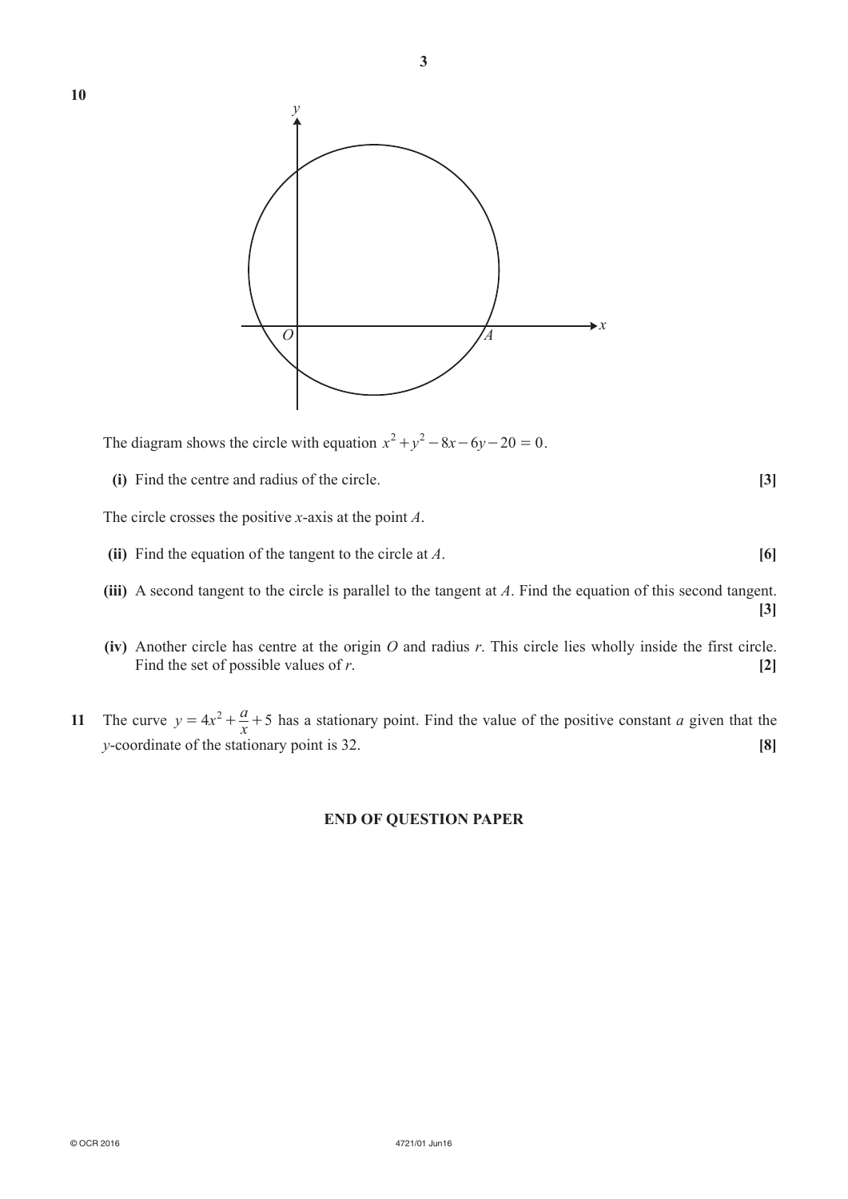**10**

The diagram shows the circle with equation $x^2 + y^2 - 8x - 6y - 20 = 0$.

**(i)** Find the centre and radius of the circle. **[3]**

The circle crosses the positive $x$-axis at the point $A$.

**(ii)** Find the equation of the tangent to the circle at $A$. **[6]**

**(iii)** A second tangent to the circle is parallel to the tangent at $A$. Find the equation of this second tangent. **[3]**

**(iv)** Another circle has centre at the origin $O$ and radius $r$. This circle lies wholly inside the first circle. Find the set of possible values of $r$. **[2]**

**11** The curve $y = 4x^2 + \dfrac{a}{x} + 5$ has a stationary point. Find the value of the positive constant $a$ given that the $y$-coordinate of the stationary point is 32. **[8]**

**END OF QUESTION PAPER**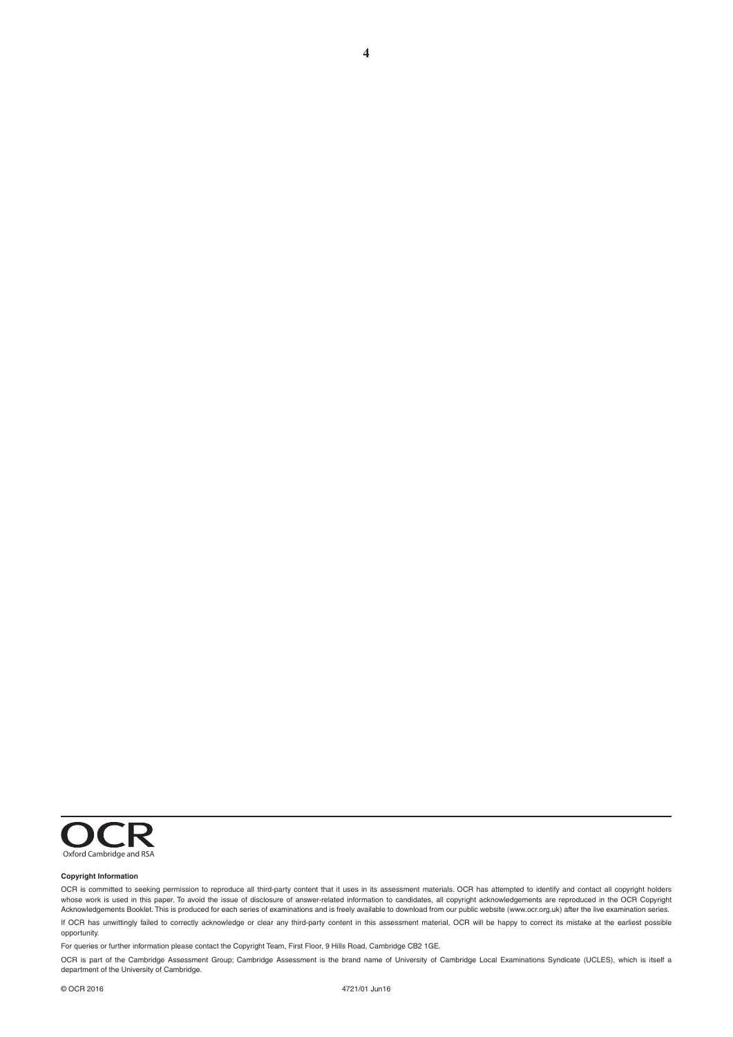OCR

Oxford Cambridge and RSA

**Copyright Information**

OCR is committed to seeking permission to reproduce all third-party content that it uses in its assessment materials. OCR has attempted to identify and contact all copyright holders whose work is used in this paper. To avoid the issue of disclosure of answer-related information to candidates, all copyright acknowledgements are reproduced in the OCR Copyright Acknowledgements Booklet. This is produced for each series of examinations and is freely available to download from our public website (www.ocr.org.uk) after the live examination series.

If OCR has unwittingly failed to correctly acknowledge or clear any third-party content in this assessment material, OCR will be happy to correct its mistake at the earliest possible opportunity.

For queries or further information please contact the Copyright Team, First Floor, 9 Hills Road, Cambridge CB2 1GE.

OCR is part of the Cambridge Assessment Group; Cambridge Assessment is the brand name of University of Cambridge Local Examinations Syndicate (UCLES), which is itself a department of the University of Cambridge.

© OCR 2016 4721/01 Jun16